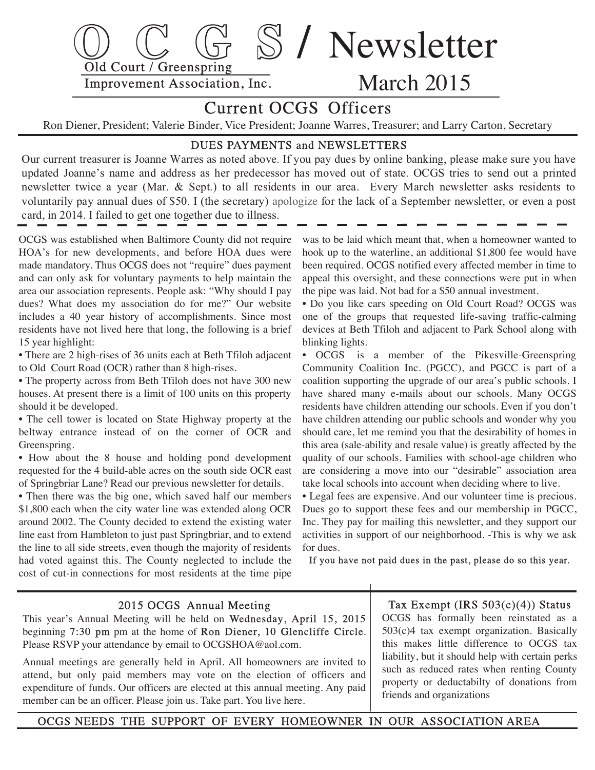# O C G S / Newsletter

Old Court / Greenspring Improvement Association, Inc.

March 2015

## Current OCGS Officers

Ron Diener, President; Valerie Binder, Vice President; Joanne Warres, Treasurer; and Larry Carton, Secretary

### DUES PAYMENTS and NEWSLETTERS

Our current treasurer is Joanne Warres as noted above. If you pay dues by online banking, please make sure you have updated Joanne's name and address as her predecessor has moved out of state. OCGS tries to send out a printed newsletter twice a year (Mar. & Sept.) to all residents in our area. Every March newsletter asks residents to voluntarily pay annual dues of $50. I (the secretary) apologize for the lack of a September newsletter, or even a post card, in 2014. I failed to get one together due to illness.

OCGS was established when Baltimore County did not require HOA's for new developments, and before HOA dues were made mandatory. Thus OCGS does not "require" dues payment and can only ask for voluntary payments to help maintain the area our association represents. People ask: "Why should I pay dues? What does my association do for me?" Our website includes a 40 year history of accomplishments. Since most residents have not lived here that long, the following is a brief 15 year highlight:

- There are 2 high-rises of 36 units each at Beth Tfiloh adjacent to Old Court Road (OCR) rather than 8 high-rises.
- The property across from Beth Tfiloh does not have 300 new houses. At present there is a limit of 100 units on this property should it be developed.
- The cell tower is located on State Highway property at the beltway entrance instead of on the corner of OCR and Greenspring.
- How about the 8 house and holding pond development requested for the 4 build-able acres on the south side OCR east of Springbriar Lane? Read our previous newsletter for details.
- Then there was the big one, which saved half our members $1,800 each when the city water line was extended along OCR around 2002. The County decided to extend the existing water line east from Hambleton to just past Springbriar, and to extend the line to all side streets, even though the majority of residents had voted against this. The County neglected to include the cost of cut-in connections for most residents at the time pipe was to be laid which meant that, when a homeowner wanted to hook up to the waterline, an additional $1,800 fee would have been required. OCGS notified every affected member in time to appeal this oversight, and these connections were put in when the pipe was laid. Not bad for a $50 annual investment.
- Do you like cars speeding on Old Court Road? OCGS was one of the groups that requested life-saving traffic-calming devices at Beth Tfiloh and adjacent to Park School along with blinking lights.
- OCGS is a member of the Pikesville-Greenspring Community Coalition Inc. (PGCC), and PGCC is part of a coalition supporting the upgrade of our area's public schools. I have shared many e-mails about our schools. Many OCGS residents have children attending our schools. Even if you don't have children attending our public schools and wonder why you should care, let me remind you that the desirability of homes in this area (sale-ability and resale value) is greatly affected by the quality of our schools. Families with school-age children who are considering a move into our "desirable" association area take local schools into account when deciding where to live.
- Legal fees are expensive. And our volunteer time is precious. Dues go to support these fees and our membership in PGCC, Inc. They pay for mailing this newsletter, and they support our activities in support of our neighborhood. -This is why we ask for dues.

If you have not paid dues in the past, please do so this year.

### 2015 OCGS Annual Meeting

This year's Annual Meeting will be held on Wednesday, April 15, 2015 beginning 7:30 pm pm at the home of Ron Diener, 10 Glencliffe Circle. Please RSVP your attendance by email to OCGSHOA@aol.com.

Annual meetings are generally held in April. All homeowners are invited to attend, but only paid members may vote on the election of officers and expenditure of funds. Our officers are elected at this annual meeting. Any paid member can be an officer. Please join us. Take part. You live here.

### Tax Exempt (IRS 503(c)(4)) Status

OCGS has formally been reinstated as a 503(c)4 tax exempt organization. Basically this makes little difference to OCGS tax liability, but it should help with certain perks such as reduced rates when renting County property or deductabilty of donations from friends and organizations

OCGS NEEDS THE SUPPORT OF EVERY HOMEOWNER IN OUR ASSOCIATION AREA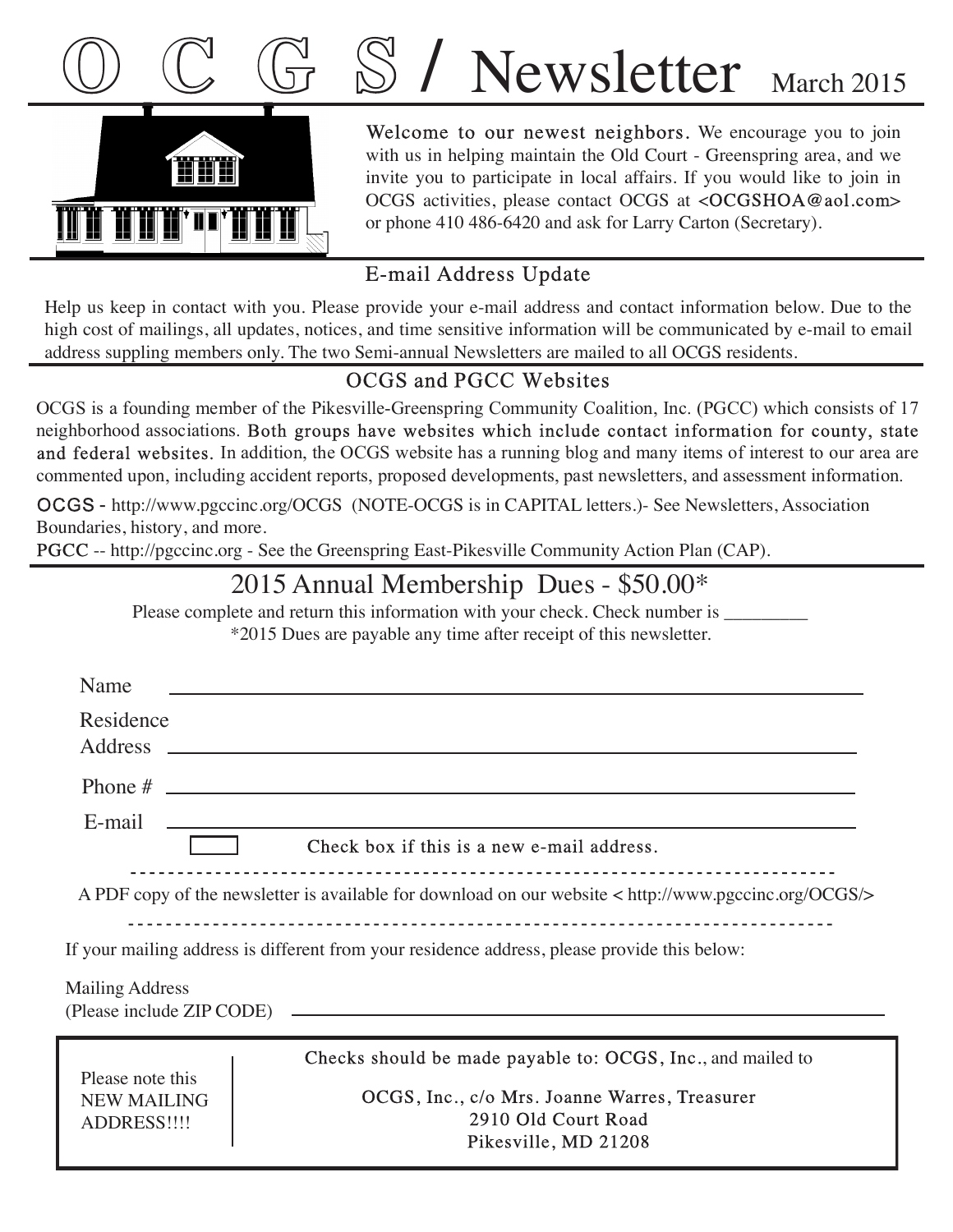# O C G S / Newsletter March 2015

Welcome to our newest neighbors. We encourage you to join with us in helping maintain the Old Court - Greenspring area, and we invite you to participate in local affairs. If you would like to join in OCGS activities, please contact OCGS at <OCGSHOA@aol.com> or phone 410 486-6420 and ask for Larry Carton (Secretary).

## E-mail Address Update

Help us keep in contact with you. Please provide your e-mail address and contact information below. Due to the high cost of mailings, all updates, notices, and time sensitive information will be communicated by e-mail to email address suppling members only. The two Semi-annual Newsletters are mailed to all OCGS residents.

## OCGS and PGCC Websites

OCGS is a founding member of the Pikesville-Greenspring Community Coalition, Inc. (PGCC) which consists of 17 neighborhood associations. Both groups have websites which include contact information for county, state and federal websites. In addition, the OCGS website has a running blog and many items of interest to our area are commented upon, including accident reports, proposed developments, past newsletters, and assessment information.

OCGS - http://www.pgccinc.org/OCGS (NOTE-OCGS is in CAPITAL letters.)- See Newsletters, Association Boundaries, history, and more.

PGCC -- http://pgccinc.org - See the Greenspring East-Pikesville Community Action Plan (CAP).

## 2015 Annual Membership Dues - $50.00*

Please complete and return this information with your check. Check number is _________

*2015 Dues are payable any time after receipt of this newsletter.

Name ____________________________________________

Residence Address ____________________________________________

Phone # ____________________________________________

E-mail ____________________________________________

☐ Check box if this is a new e-mail address.

- - - - - - - - - - - - - - - - - - - - - - - - - - - - - - - - - - - - - - - -

A PDF copy of the newsletter is available for download on our website < http://www.pgccinc.org/OCGS/>

- - - - - - - - - - - - - - - - - - - - - - - - - - - - - - - - - - - - - - - -

If your mailing address is different from your residence address, please provide this below:

Mailing Address
(Please include ZIP CODE) ____________________________________________

Please note this NEW MAILING ADDRESS!!!!

Checks should be made payable to: OCGS, Inc., and mailed to

OCGS, Inc., c/o Mrs. Joanne Warres, Treasurer
2910 Old Court Road
Pikesville, MD 21208